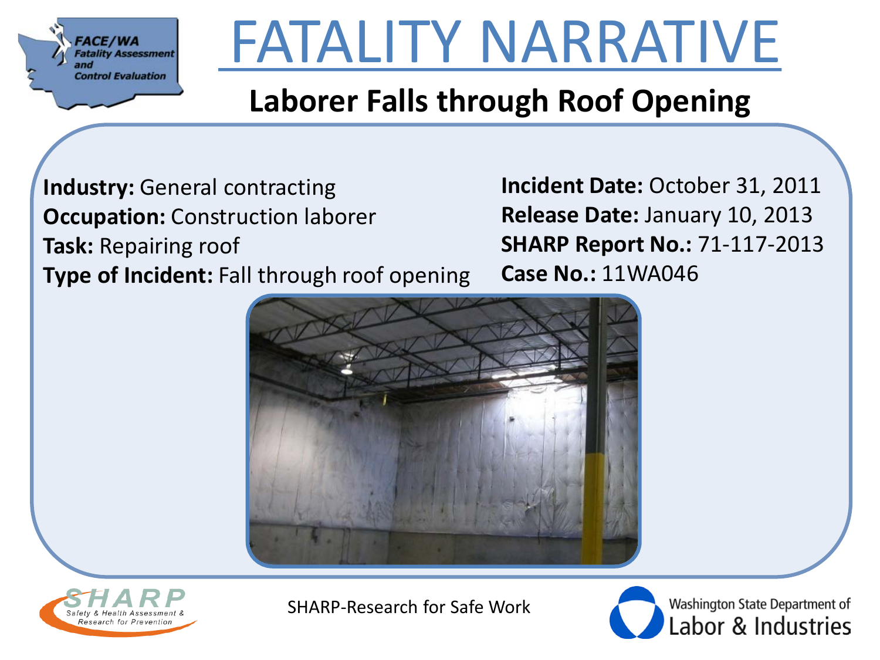FACE/WA
*Fatality Assessment and Control Evaluation*

# FATALITY NARRATIVE

## Laborer Falls through Roof Opening

**Industry:** General contracting
**Occupation:** Construction laborer
**Task:** Repairing roof
**Type of Incident:** Fall through roof opening

**Incident Date:** October 31, 2011
**Release Date:** January 10, 2013
**SHARP Report No.:** 71-117-2013
**Case No.:** 11WA046

SHARP
*Safety & Health Assessment & Research for Prevention*

SHARP-Research for Safe Work

Washington State Department of Labor & Industries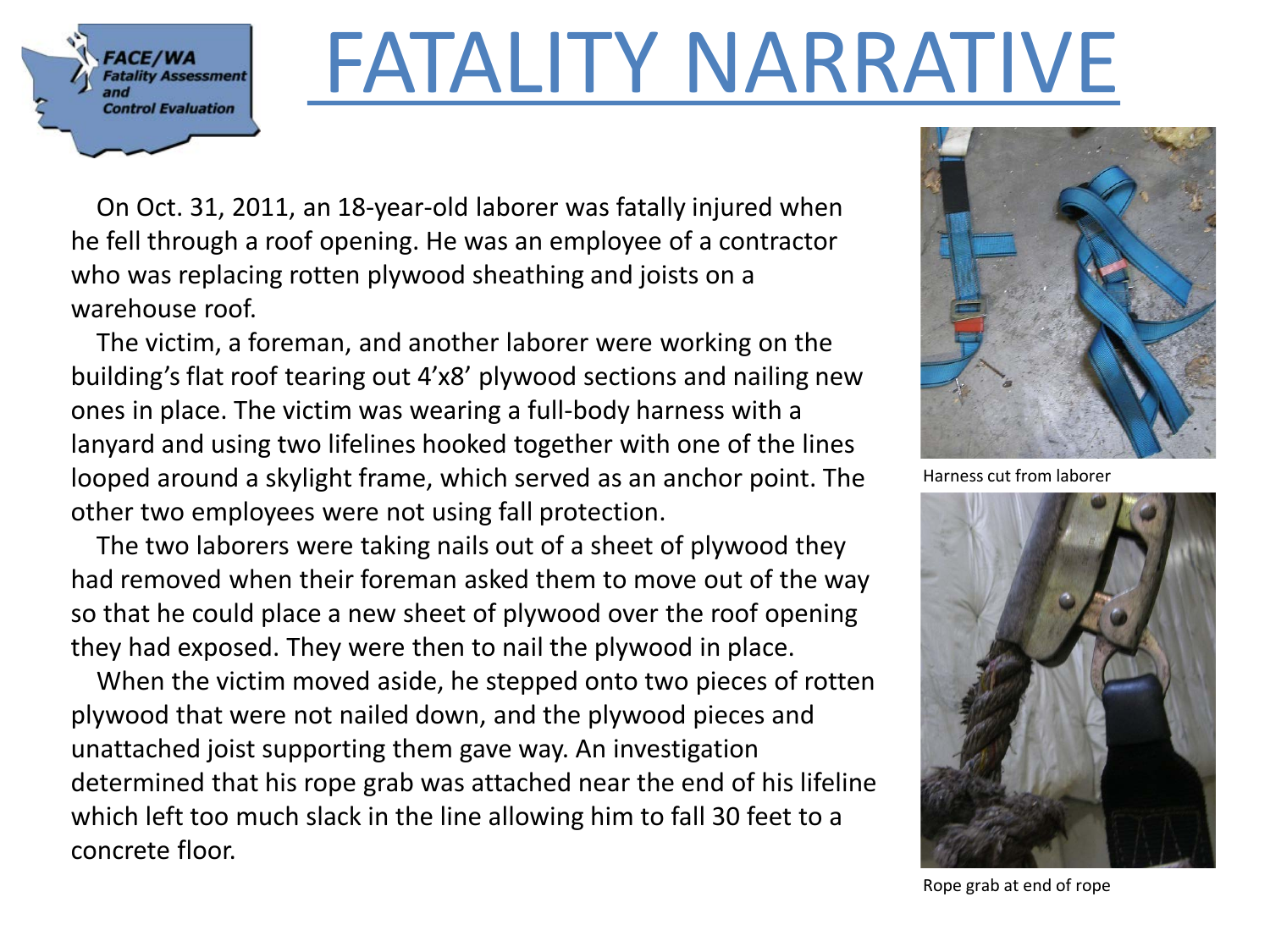# FATALITY NARRATIVE

On Oct. 31, 2011, an 18-year-old laborer was fatally injured when he fell through a roof opening. He was an employee of a contractor who was replacing rotten plywood sheathing and joists on a warehouse roof.

The victim, a foreman, and another laborer were working on the building's flat roof tearing out 4'x8' plywood sections and nailing new ones in place. The victim was wearing a full-body harness with a lanyard and using two lifelines hooked together with one of the lines looped around a skylight frame, which served as an anchor point. The other two employees were not using fall protection.

The two laborers were taking nails out of a sheet of plywood they had removed when their foreman asked them to move out of the way so that he could place a new sheet of plywood over the roof opening they had exposed. They were then to nail the plywood in place.

When the victim moved aside, he stepped onto two pieces of rotten plywood that were not nailed down, and the plywood pieces and unattached joist supporting them gave way. An investigation determined that his rope grab was attached near the end of his lifeline which left too much slack in the line allowing him to fall 30 feet to a concrete floor.

Harness cut from laborer

Rope grab at end of rope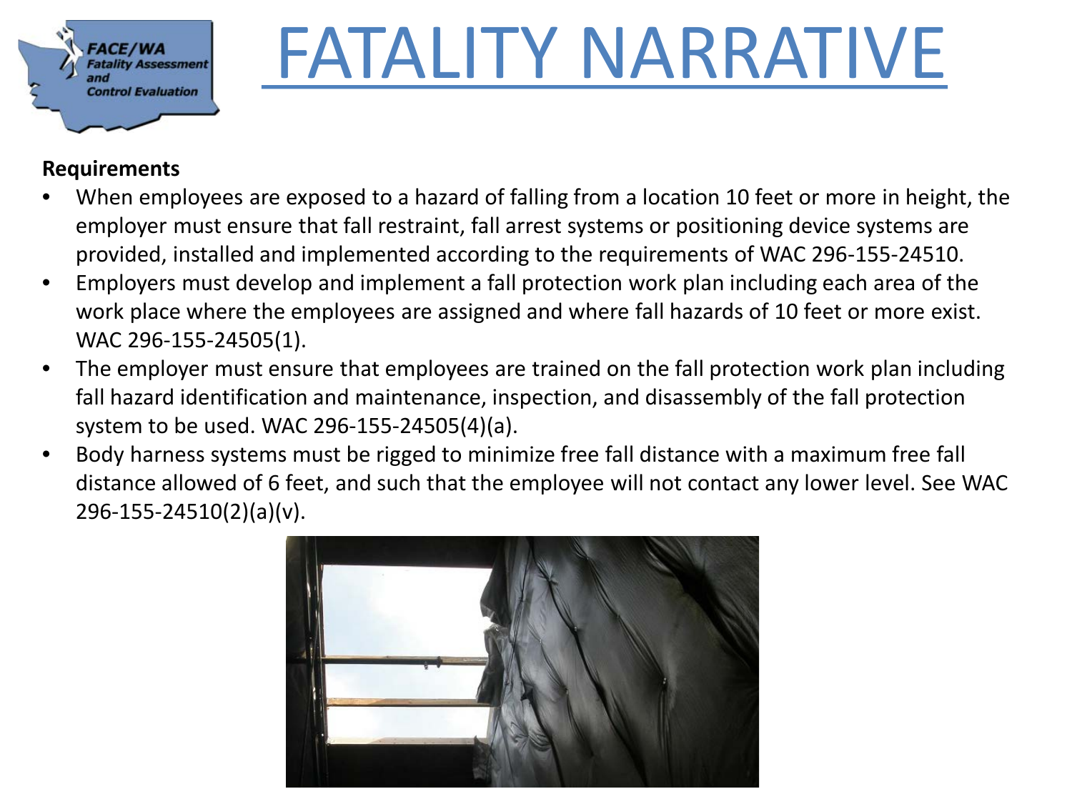# FATALITY NARRATIVE

**Requirements**

- When employees are exposed to a hazard of falling from a location 10 feet or more in height, the employer must ensure that fall restraint, fall arrest systems or positioning device systems are provided, installed and implemented according to the requirements of WAC 296-155-24510.
- Employers must develop and implement a fall protection work plan including each area of the work place where the employees are assigned and where fall hazards of 10 feet or more exist. WAC 296-155-24505(1).
- The employer must ensure that employees are trained on the fall protection work plan including fall hazard identification and maintenance, inspection, and disassembly of the fall protection system to be used. WAC 296-155-24505(4)(a).
- Body harness systems must be rigged to minimize free fall distance with a maximum free fall distance allowed of 6 feet, and such that the employee will not contact any lower level. See WAC 296-155-24510(2)(a)(v).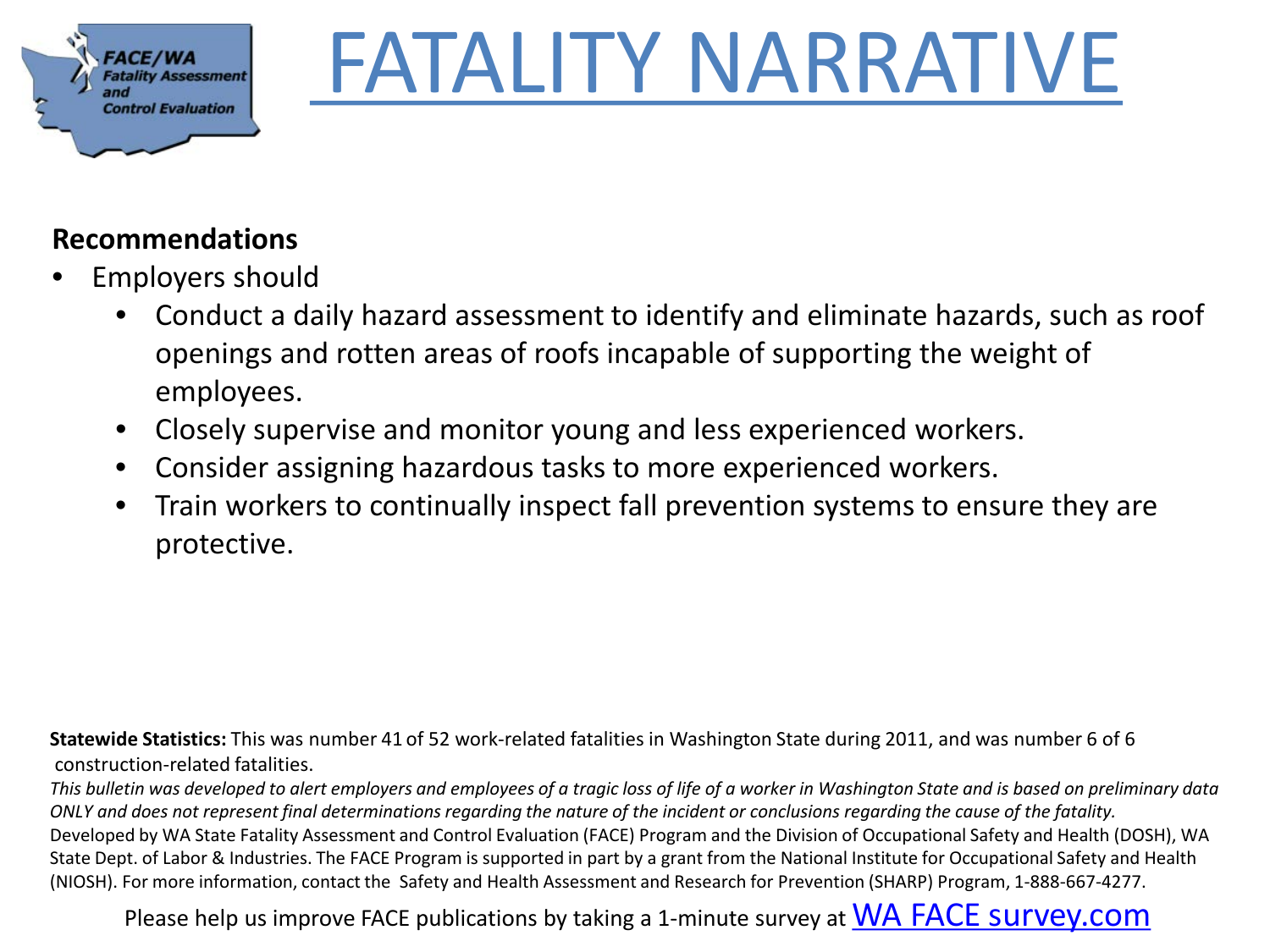# FATALITY NARRATIVE

**Recommendations**

- Employers should
  - Conduct a daily hazard assessment to identify and eliminate hazards, such as roof openings and rotten areas of roofs incapable of supporting the weight of employees.
  - Closely supervise and monitor young and less experienced workers.
  - Consider assigning hazardous tasks to more experienced workers.
  - Train workers to continually inspect fall prevention systems to ensure they are protective.

**Statewide Statistics:** This was number 41 of 52 work-related fatalities in Washington State during 2011, and was number 6 of 6 construction-related fatalities.

*This bulletin was developed to alert employers and employees of a tragic loss of life of a worker in Washington State and is based on preliminary data ONLY and does not represent final determinations regarding the nature of the incident or conclusions regarding the cause of the fatality.*

Developed by WA State Fatality Assessment and Control Evaluation (FACE) Program and the Division of Occupational Safety and Health (DOSH), WA State Dept. of Labor & Industries. The FACE Program is supported in part by a grant from the National Institute for Occupational Safety and Health (NIOSH). For more information, contact the Safety and Health Assessment and Research for Prevention (SHARP) Program, 1-888-667-4277.

Please help us improve FACE publications by taking a 1-minute survey at WA FACE survey.com